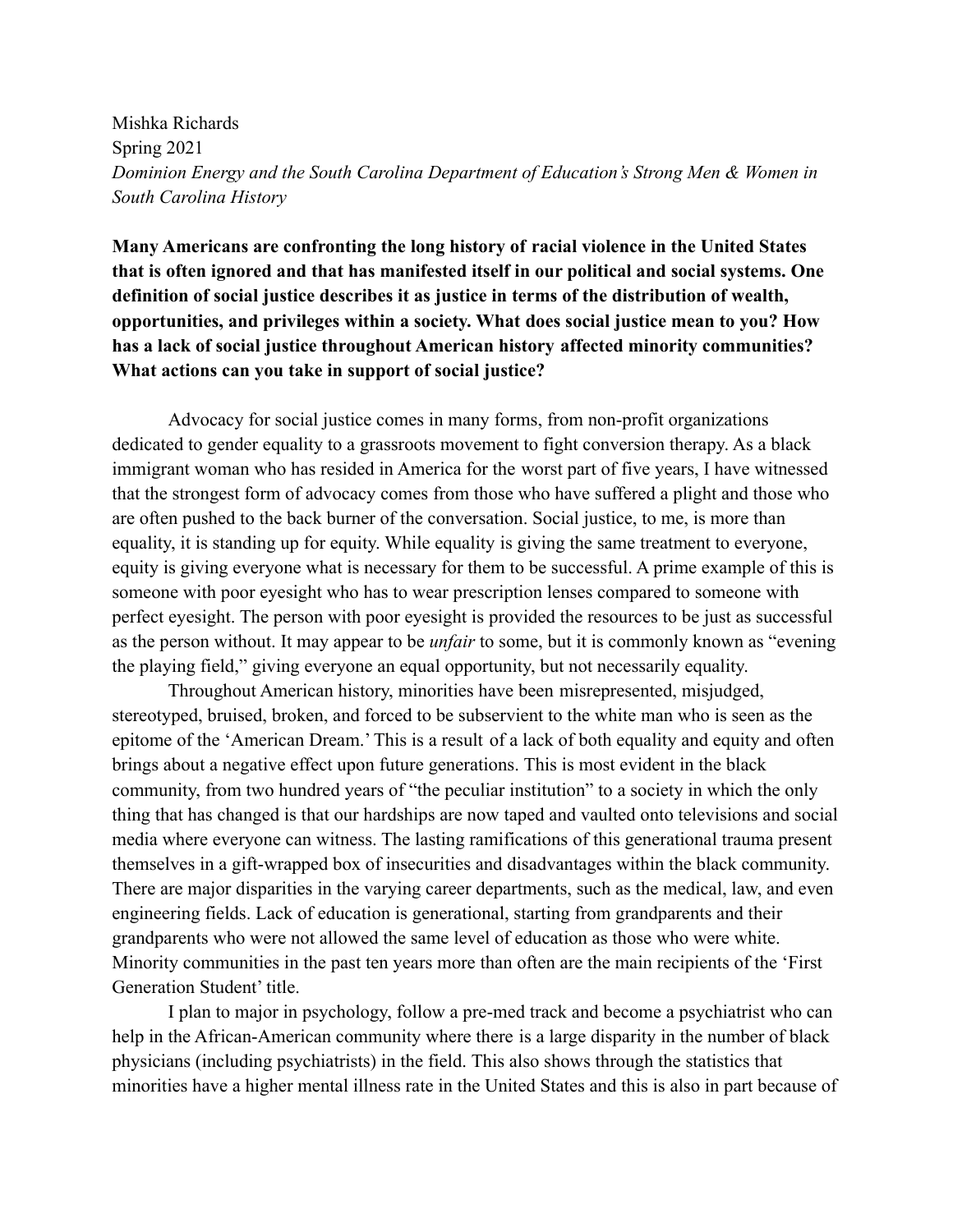Mishka Richards
Spring 2021
*Dominion Energy and the South Carolina Department of Education's Strong Men & Women in South Carolina History*

**Many Americans are confronting the long history of racial violence in the United States that is often ignored and that has manifested itself in our political and social systems. One definition of social justice describes it as justice in terms of the distribution of wealth, opportunities, and privileges within a society. What does social justice mean to you? How has a lack of social justice throughout American history affected minority communities? What actions can you take in support of social justice?**

Advocacy for social justice comes in many forms, from non-profit organizations dedicated to gender equality to a grassroots movement to fight conversion therapy. As a black immigrant woman who has resided in America for the worst part of five years, I have witnessed that the strongest form of advocacy comes from those who have suffered a plight and those who are often pushed to the back burner of the conversation. Social justice, to me, is more than equality, it is standing up for equity. While equality is giving the same treatment to everyone, equity is giving everyone what is necessary for them to be successful. A prime example of this is someone with poor eyesight who has to wear prescription lenses compared to someone with perfect eyesight. The person with poor eyesight is provided the resources to be just as successful as the person without. It may appear to be *unfair* to some, but it is commonly known as "evening the playing field," giving everyone an equal opportunity, but not necessarily equality.

Throughout American history, minorities have been misrepresented, misjudged, stereotyped, bruised, broken, and forced to be subservient to the white man who is seen as the epitome of the 'American Dream.' This is a result of a lack of both equality and equity and often brings about a negative effect upon future generations. This is most evident in the black community, from two hundred years of "the peculiar institution" to a society in which the only thing that has changed is that our hardships are now taped and vaulted onto televisions and social media where everyone can witness. The lasting ramifications of this generational trauma present themselves in a gift-wrapped box of insecurities and disadvantages within the black community. There are major disparities in the varying career departments, such as the medical, law, and even engineering fields. Lack of education is generational, starting from grandparents and their grandparents who were not allowed the same level of education as those who were white. Minority communities in the past ten years more than often are the main recipients of the 'First Generation Student' title.

I plan to major in psychology, follow a pre-med track and become a psychiatrist who can help in the African-American community where there is a large disparity in the number of black physicians (including psychiatrists) in the field. This also shows through the statistics that minorities have a higher mental illness rate in the United States and this is also in part because of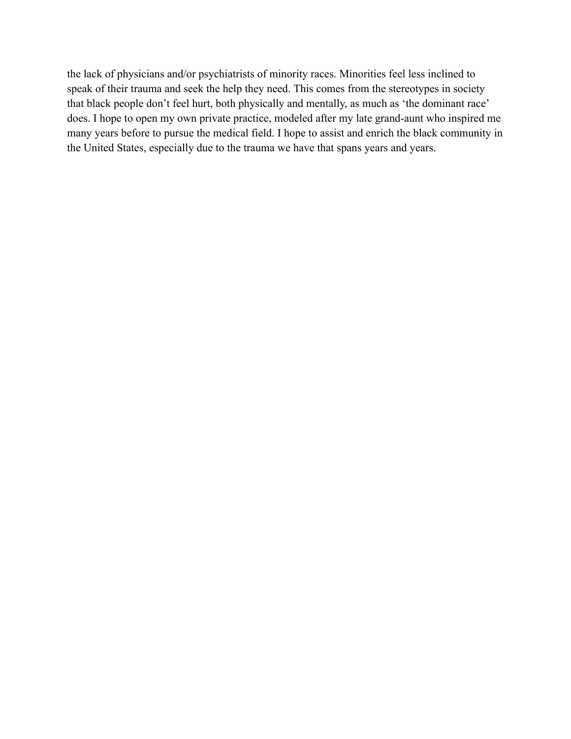the lack of physicians and/or psychiatrists of minority races. Minorities feel less inclined to speak of their trauma and seek the help they need. This comes from the stereotypes in society that black people don't feel hurt, both physically and mentally, as much as 'the dominant race' does. I hope to open my own private practice, modeled after my late grand-aunt who inspired me many years before to pursue the medical field. I hope to assist and enrich the black community in the United States, especially due to the trauma we have that spans years and years.